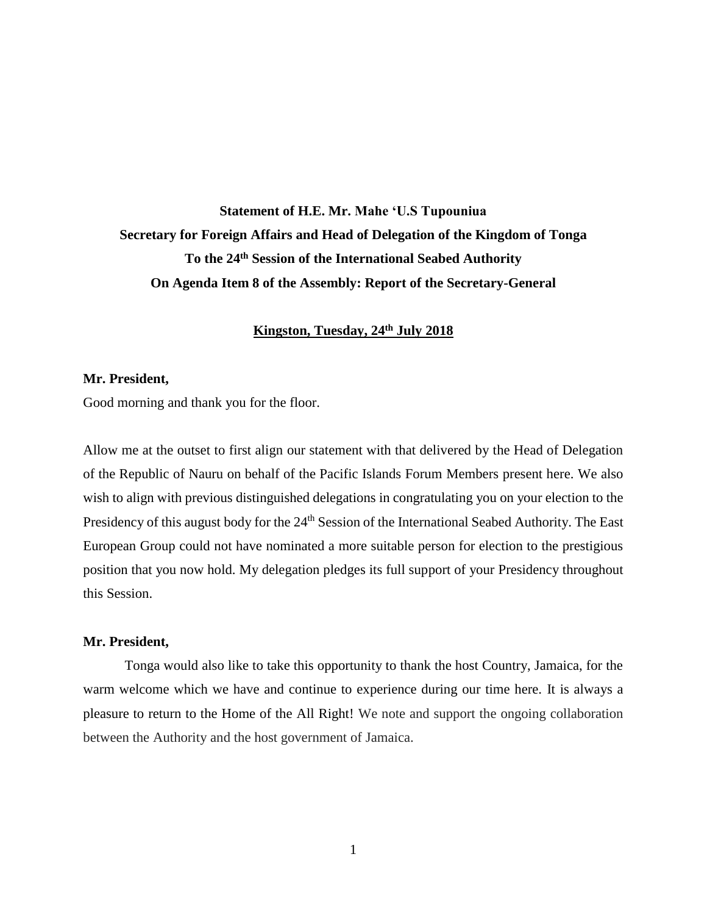**Statement of H.E. Mr. Mahe 'U.S Tupouniua**
**Secretary for Foreign Affairs and Head of Delegation of the Kingdom of Tonga**
**To the 24th Session of the International Seabed Authority**
**On Agenda Item 8 of the Assembly: Report of the Secretary-General**

**Kingston, Tuesday, 24th July 2018**

**Mr. President,**

Good morning and thank you for the floor.

Allow me at the outset to first align our statement with that delivered by the Head of Delegation of the Republic of Nauru on behalf of the Pacific Islands Forum Members present here. We also wish to align with previous distinguished delegations in congratulating you on your election to the Presidency of this august body for the 24th Session of the International Seabed Authority. The East European Group could not have nominated a more suitable person for election to the prestigious position that you now hold. My delegation pledges its full support of your Presidency throughout this Session.

**Mr. President,**

Tonga would also like to take this opportunity to thank the host Country, Jamaica, for the warm welcome which we have and continue to experience during our time here. It is always a pleasure to return to the Home of the All Right! We note and support the ongoing collaboration between the Authority and the host government of Jamaica.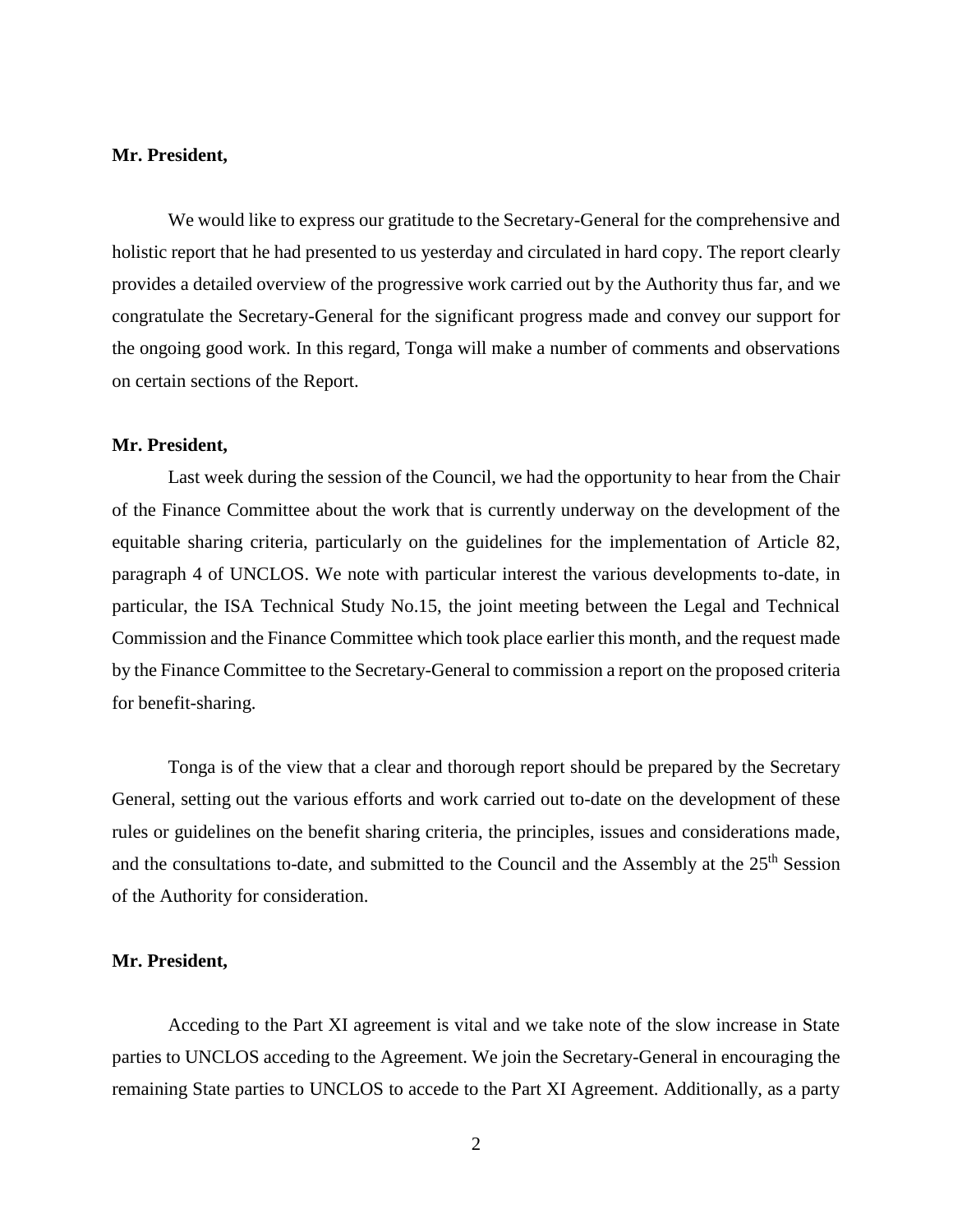**Mr. President,**

We would like to express our gratitude to the Secretary-General for the comprehensive and holistic report that he had presented to us yesterday and circulated in hard copy. The report clearly provides a detailed overview of the progressive work carried out by the Authority thus far, and we congratulate the Secretary-General for the significant progress made and convey our support for the ongoing good work. In this regard, Tonga will make a number of comments and observations on certain sections of the Report.

**Mr. President,**

Last week during the session of the Council, we had the opportunity to hear from the Chair of the Finance Committee about the work that is currently underway on the development of the equitable sharing criteria, particularly on the guidelines for the implementation of Article 82, paragraph 4 of UNCLOS. We note with particular interest the various developments to-date, in particular, the ISA Technical Study No.15, the joint meeting between the Legal and Technical Commission and the Finance Committee which took place earlier this month, and the request made by the Finance Committee to the Secretary-General to commission a report on the proposed criteria for benefit-sharing.

Tonga is of the view that a clear and thorough report should be prepared by the Secretary General, setting out the various efforts and work carried out to-date on the development of these rules or guidelines on the benefit sharing criteria, the principles, issues and considerations made, and the consultations to-date, and submitted to the Council and the Assembly at the 25th Session of the Authority for consideration.

**Mr. President,**

Acceding to the Part XI agreement is vital and we take note of the slow increase in State parties to UNCLOS acceding to the Agreement. We join the Secretary-General in encouraging the remaining State parties to UNCLOS to accede to the Part XI Agreement. Additionally, as a party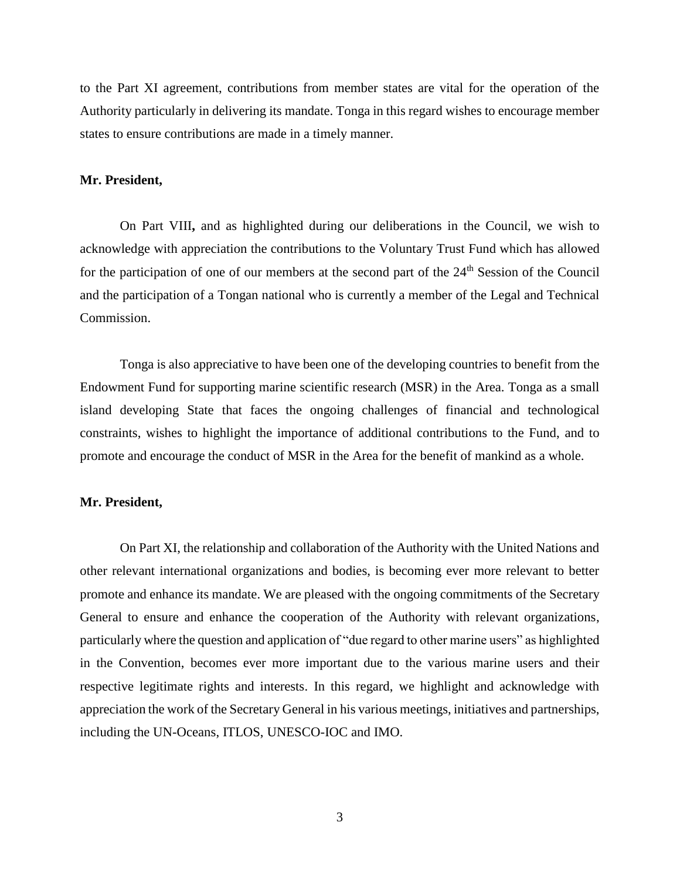to the Part XI agreement, contributions from member states are vital for the operation of the Authority particularly in delivering its mandate. Tonga in this regard wishes to encourage member states to ensure contributions are made in a timely manner.

**Mr. President,**

On Part VIII**,** and as highlighted during our deliberations in the Council, we wish to acknowledge with appreciation the contributions to the Voluntary Trust Fund which has allowed for the participation of one of our members at the second part of the 24th Session of the Council and the participation of a Tongan national who is currently a member of the Legal and Technical Commission.

Tonga is also appreciative to have been one of the developing countries to benefit from the Endowment Fund for supporting marine scientific research (MSR) in the Area. Tonga as a small island developing State that faces the ongoing challenges of financial and technological constraints, wishes to highlight the importance of additional contributions to the Fund, and to promote and encourage the conduct of MSR in the Area for the benefit of mankind as a whole.

**Mr. President,**

On Part XI, the relationship and collaboration of the Authority with the United Nations and other relevant international organizations and bodies, is becoming ever more relevant to better promote and enhance its mandate. We are pleased with the ongoing commitments of the Secretary General to ensure and enhance the cooperation of the Authority with relevant organizations, particularly where the question and application of "due regard to other marine users" as highlighted in the Convention, becomes ever more important due to the various marine users and their respective legitimate rights and interests. In this regard, we highlight and acknowledge with appreciation the work of the Secretary General in his various meetings, initiatives and partnerships, including the UN-Oceans, ITLOS, UNESCO-IOC and IMO.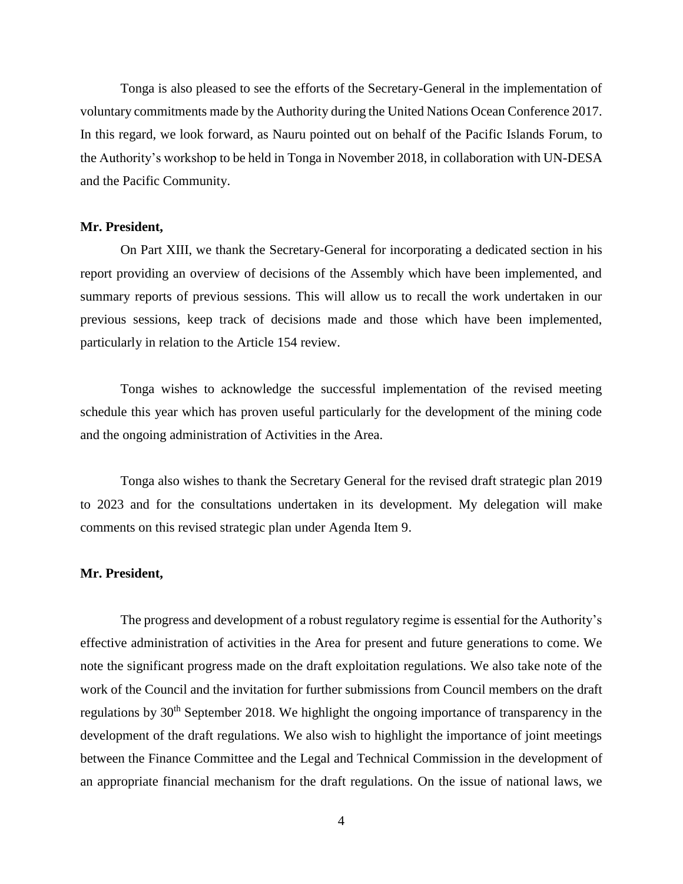Tonga is also pleased to see the efforts of the Secretary-General in the implementation of voluntary commitments made by the Authority during the United Nations Ocean Conference 2017. In this regard, we look forward, as Nauru pointed out on behalf of the Pacific Islands Forum, to the Authority's workshop to be held in Tonga in November 2018, in collaboration with UN-DESA and the Pacific Community.

**Mr. President,**

On Part XIII, we thank the Secretary-General for incorporating a dedicated section in his report providing an overview of decisions of the Assembly which have been implemented, and summary reports of previous sessions. This will allow us to recall the work undertaken in our previous sessions, keep track of decisions made and those which have been implemented, particularly in relation to the Article 154 review.

Tonga wishes to acknowledge the successful implementation of the revised meeting schedule this year which has proven useful particularly for the development of the mining code and the ongoing administration of Activities in the Area.

Tonga also wishes to thank the Secretary General for the revised draft strategic plan 2019 to 2023 and for the consultations undertaken in its development. My delegation will make comments on this revised strategic plan under Agenda Item 9.

**Mr. President,**

The progress and development of a robust regulatory regime is essential for the Authority's effective administration of activities in the Area for present and future generations to come. We note the significant progress made on the draft exploitation regulations. We also take note of the work of the Council and the invitation for further submissions from Council members on the draft regulations by 30th September 2018. We highlight the ongoing importance of transparency in the development of the draft regulations. We also wish to highlight the importance of joint meetings between the Finance Committee and the Legal and Technical Commission in the development of an appropriate financial mechanism for the draft regulations. On the issue of national laws, we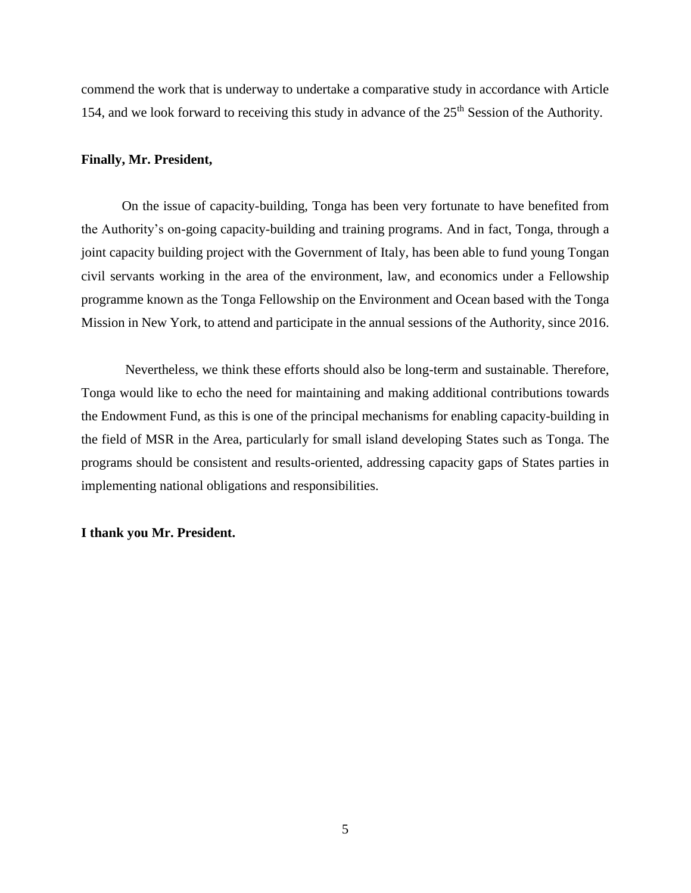commend the work that is underway to undertake a comparative study in accordance with Article 154, and we look forward to receiving this study in advance of the 25th Session of the Authority.

**Finally, Mr. President,**

On the issue of capacity-building, Tonga has been very fortunate to have benefited from the Authority's on-going capacity-building and training programs. And in fact, Tonga, through a joint capacity building project with the Government of Italy, has been able to fund young Tongan civil servants working in the area of the environment, law, and economics under a Fellowship programme known as the Tonga Fellowship on the Environment and Ocean based with the Tonga Mission in New York, to attend and participate in the annual sessions of the Authority, since 2016.

Nevertheless, we think these efforts should also be long-term and sustainable. Therefore, Tonga would like to echo the need for maintaining and making additional contributions towards the Endowment Fund, as this is one of the principal mechanisms for enabling capacity-building in the field of MSR in the Area, particularly for small island developing States such as Tonga. The programs should be consistent and results-oriented, addressing capacity gaps of States parties in implementing national obligations and responsibilities.

**I thank you Mr. President.**